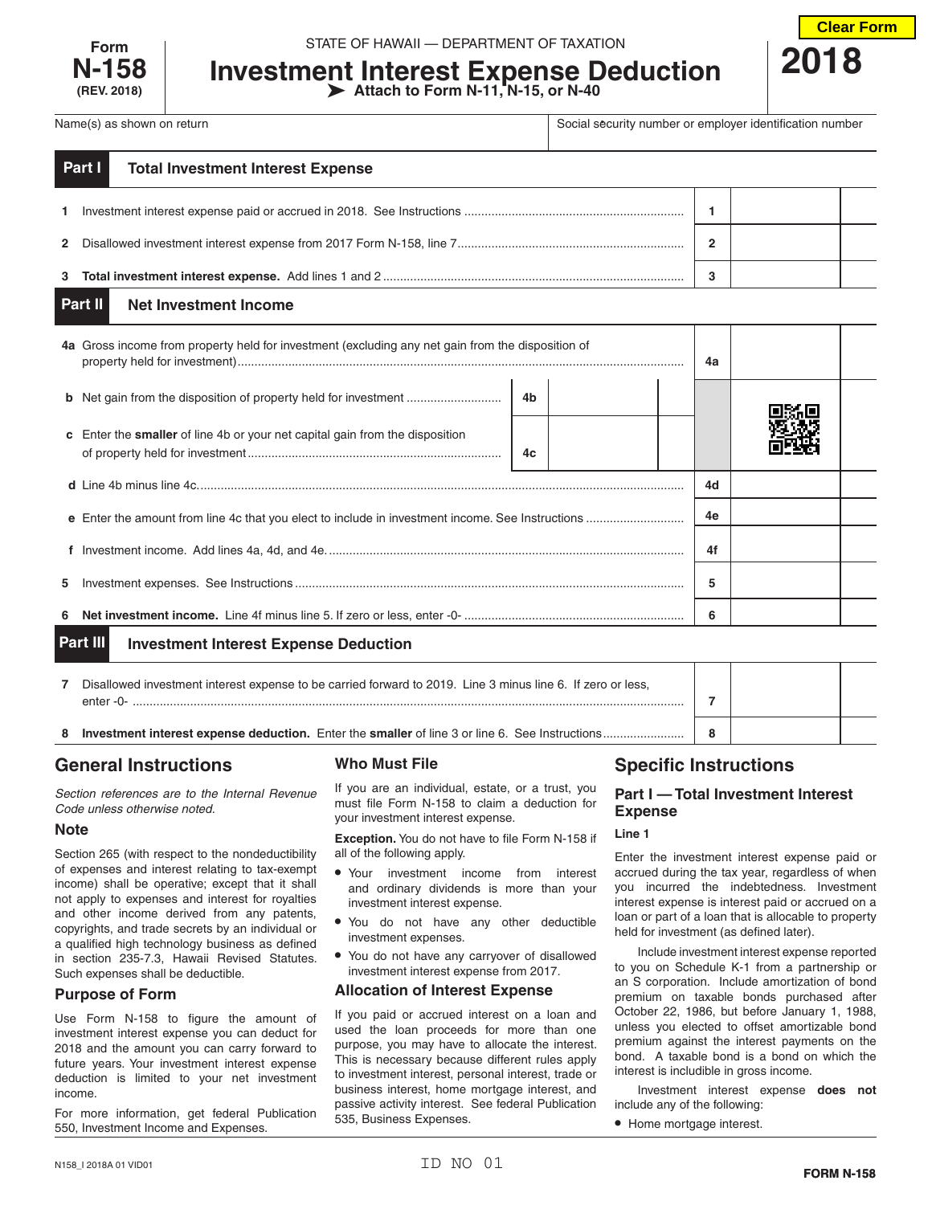Form **N-158** (REV. 2018)

STATE OF HAWAII — DEPARTMENT OF TAXATION

# Investment Interest Expense Deduction

➤ Attach to Form N-11, N-15, or N-40

**2018**

| Name(s) as shown on return | Social security number or employer identification number |
|---|---|
| | |

## Part I Total Investment Interest Expense

| | | | |
|---|---|---|---|
| **1** | Investment interest expense paid or accrued in 2018. See Instructions | 1 | |
| **2** | Disallowed investment interest expense from 2017 Form N-158, line 7 | 2 | |
| **3** | **Total investment interest expense.** Add lines 1 and 2 | 3 | |

## Part II Net Investment Income

| | | | | | |
|---|---|---|---|---|---|
| **4a** | Gross income from property held for investment (excluding any net gain from the disposition of property held for investment) | | | 4a | |
| **b** | Net gain from the disposition of property held for investment | 4b | | | |
| **c** | Enter the **smaller** of line 4b or your net capital gain from the disposition of property held for investment | 4c | | | |
| **d** | Line 4b minus line 4c | | | 4d | |
| **e** | Enter the amount from line 4c that you elect to include in investment income. See Instructions | | | 4e | |
| **f** | Investment income. Add lines 4a, 4d, and 4e | | | 4f | |
| **5** | Investment expenses. See Instructions | | | 5 | |
| **6** | **Net investment income.** Line 4f minus line 5. If zero or less, enter -0- | | | 6 | |

## Part III Investment Interest Expense Deduction

| | | | |
|---|---|---|---|
| **7** | Disallowed investment interest expense to be carried forward to 2019. Line 3 minus line 6. If zero or less, enter -0- | 7 | |
| **8** | **Investment interest expense deduction.** Enter the **smaller** of line 3 or line 6. See Instructions | 8 | |

## General Instructions

*Section references are to the Internal Revenue Code unless otherwise noted.*

### Note

Section 265 (with respect to the nondeductibility of expenses and interest relating to tax-exempt income) shall be operative; except that it shall not apply to expenses and interest for royalties and other income derived from any patents, copyrights, and trade secrets by an individual or a qualified high technology business as defined in section 235-7.3, Hawaii Revised Statutes. Such expenses shall be deductible.

### Purpose of Form

Use Form N-158 to figure the amount of investment interest expense you can deduct for 2018 and the amount you can carry forward to future years. Your investment interest expense deduction is limited to your net investment income.

For more information, get federal Publication 550, Investment Income and Expenses.

### Who Must File

If you are an individual, estate, or a trust, you must file Form N-158 to claim a deduction for your investment interest expense.

**Exception.** You do not have to file Form N-158 if all of the following apply.

- Your investment income from interest and ordinary dividends is more than your investment interest expense.
- You do not have any other deductible investment expenses.
- You do not have any carryover of disallowed investment interest expense from 2017.

### Allocation of Interest Expense

If you paid or accrued interest on a loan and used the loan proceeds for more than one purpose, you may have to allocate the interest. This is necessary because different rules apply to investment interest, personal interest, trade or business interest, home mortgage interest, and passive activity interest. See federal Publication 535, Business Expenses.

## Specific Instructions

### Part I — Total Investment Interest Expense

#### Line 1

Enter the investment interest expense paid or accrued during the tax year, regardless of when you incurred the indebtedness. Investment interest expense is interest paid or accrued on a loan or part of a loan that is allocable to property held for investment (as defined later).

Include investment interest expense reported to you on Schedule K-1 from a partnership or an S corporation. Include amortization of bond premium on taxable bonds purchased after October 22, 1986, but before January 1, 1988, unless you elected to offset amortizable bond premium against the interest payments on the bond. A taxable bond is a bond on which the interest is includible in gross income.

Investment interest expense **does not** include any of the following:

- Home mortgage interest.

N158_I 2018A 01 VID01

ID NO 01

FORM N-158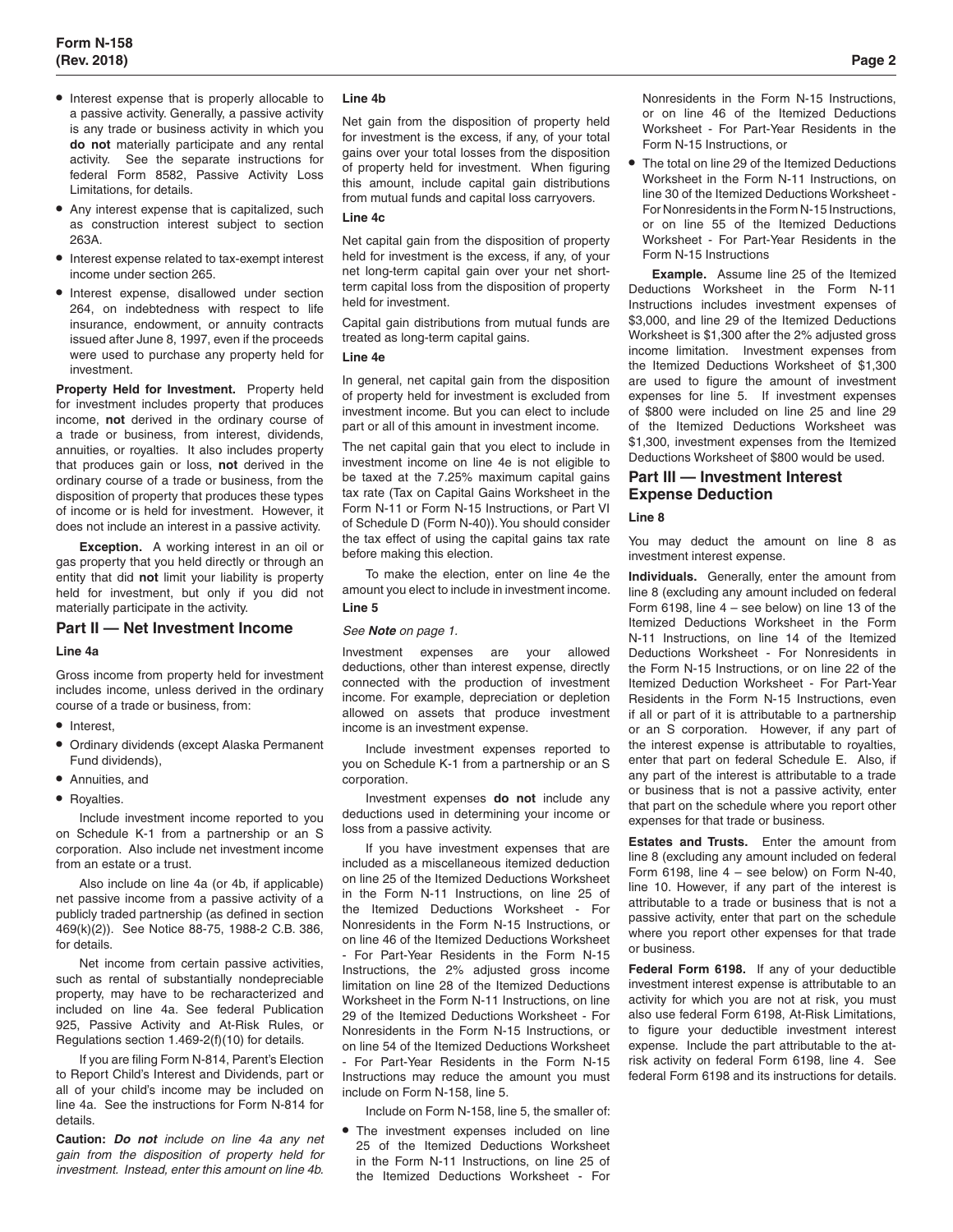- Interest expense that is properly allocable to a passive activity. Generally, a passive activity is any trade or business activity in which you **do not** materially participate and any rental activity. See the separate instructions for federal Form 8582, Passive Activity Loss Limitations, for details.
- Any interest expense that is capitalized, such as construction interest subject to section 263A.
- Interest expense related to tax-exempt interest income under section 265.
- Interest expense, disallowed under section 264, on indebtedness with respect to life insurance, endowment, or annuity contracts issued after June 8, 1997, even if the proceeds were used to purchase any property held for investment.

**Property Held for Investment.** Property held for investment includes property that produces income, **not** derived in the ordinary course of a trade or business, from interest, dividends, annuities, or royalties. It also includes property that produces gain or loss, **not** derived in the ordinary course of a trade or business, from the disposition of property that produces these types of income or is held for investment. However, it does not include an interest in a passive activity.

**Exception.** A working interest in an oil or gas property that you held directly or through an entity that did **not** limit your liability is property held for investment, but only if you did not materially participate in the activity.

## Part II — Net Investment Income

### Line 4a

Gross income from property held for investment includes income, unless derived in the ordinary course of a trade or business, from:

- Interest,
- Ordinary dividends (except Alaska Permanent Fund dividends),
- Annuities, and
- Royalties.

Include investment income reported to you on Schedule K-1 from a partnership or an S corporation. Also include net investment income from an estate or a trust.

Also include on line 4a (or 4b, if applicable) net passive income from a passive activity of a publicly traded partnership (as defined in section 469(k)(2)). See Notice 88-75, 1988-2 C.B. 386, for details.

Net income from certain passive activities, such as rental of substantially nondepreciable property, may have to be recharacterized and included on line 4a. See federal Publication 925, Passive Activity and At-Risk Rules, or Regulations section 1.469-2(f)(10) for details.

If you are filing Form N-814, Parent's Election to Report Child's Interest and Dividends, part or all of your child's income may be included on line 4a. See the instructions for Form N-814 for details.

**Caution:** ***Do not*** *include on line 4a any net gain from the disposition of property held for investment. Instead, enter this amount on line 4b.*

### Line 4b

Net gain from the disposition of property held for investment is the excess, if any, of your total gains over your total losses from the disposition of property held for investment. When figuring this amount, include capital gain distributions from mutual funds and capital loss carryovers.

### Line 4c

Net capital gain from the disposition of property held for investment is the excess, if any, of your net long-term capital gain over your net short-term capital loss from the disposition of property held for investment.

Capital gain distributions from mutual funds are treated as long-term capital gains.

### Line 4e

In general, net capital gain from the disposition of property held for investment is excluded from investment income. But you can elect to include part or all of this amount in investment income.

The net capital gain that you elect to include in investment income on line 4e is not eligible to be taxed at the 7.25% maximum capital gains tax rate (Tax on Capital Gains Worksheet in the Form N-11 or Form N-15 Instructions, or Part VI of Schedule D (Form N-40)). You should consider the tax effect of using the capital gains tax rate before making this election.

To make the election, enter on line 4e the amount you elect to include in investment income.

### Line 5

*See **Note** on page 1.*

Investment expenses are your allowed deductions, other than interest expense, directly connected with the production of investment income. For example, depreciation or depletion allowed on assets that produce investment income is an investment expense.

Include investment expenses reported to you on Schedule K-1 from a partnership or an S corporation.

Investment expenses **do not** include any deductions used in determining your income or loss from a passive activity.

If you have investment expenses that are included as a miscellaneous itemized deduction on line 25 of the Itemized Deductions Worksheet in the Form N-11 Instructions, on line 25 of the Itemized Deductions Worksheet - For Nonresidents in the Form N-15 Instructions, or on line 46 of the Itemized Deductions Worksheet - For Part-Year Residents in the Form N-15 Instructions, the 2% adjusted gross income limitation on line 28 of the Itemized Deductions Worksheet in the Form N-11 Instructions, on line 29 of the Itemized Deductions Worksheet - For Nonresidents in the Form N-15 Instructions, or on line 54 of the Itemized Deductions Worksheet - For Part-Year Residents in the Form N-15 Instructions may reduce the amount you must include on Form N-158, line 5.

Include on Form N-158, line 5, the smaller of:

- The investment expenses included on line 25 of the Itemized Deductions Worksheet in the Form N-11 Instructions, on line 25 of the Itemized Deductions Worksheet - For Nonresidents in the Form N-15 Instructions, or on line 46 of the Itemized Deductions Worksheet - For Part-Year Residents in the Form N-15 Instructions, or
- The total on line 29 of the Itemized Deductions Worksheet in the Form N-11 Instructions, on line 30 of the Itemized Deductions Worksheet - For Nonresidents in the Form N-15 Instructions, or on line 55 of the Itemized Deductions Worksheet - For Part-Year Residents in the Form N-15 Instructions

**Example.** Assume line 25 of the Itemized Deductions Worksheet in the Form N-11 Instructions includes investment expenses of $3,000, and line 29 of the Itemized Deductions Worksheet is $1,300 after the 2% adjusted gross income limitation. Investment expenses from the Itemized Deductions Worksheet of $1,300 are used to figure the amount of investment expenses for line 5. If investment expenses of $800 were included on line 25 and line 29 of the Itemized Deductions Worksheet was $1,300, investment expenses from the Itemized Deductions Worksheet of $800 would be used.

## Part III — Investment Interest Expense Deduction

### Line 8

You may deduct the amount on line 8 as investment interest expense.

**Individuals.** Generally, enter the amount from line 8 (excluding any amount included on federal Form 6198, line 4 – see below) on line 13 of the Itemized Deductions Worksheet in the Form N-11 Instructions, on line 14 of the Itemized Deductions Worksheet - For Nonresidents in the Form N-15 Instructions, or on line 22 of the Itemized Deduction Worksheet - For Part-Year Residents in the Form N-15 Instructions, even if all or part of it is attributable to a partnership or an S corporation. However, if any part of the interest expense is attributable to royalties, enter that part on federal Schedule E. Also, if any part of the interest is attributable to a trade or business that is not a passive activity, enter that part on the schedule where you report other expenses for that trade or business.

**Estates and Trusts.** Enter the amount from line 8 (excluding any amount included on federal Form 6198, line 4 – see below) on Form N-40, line 10. However, if any part of the interest is attributable to a trade or business that is not a passive activity, enter that part on the schedule where you report other expenses for that trade or business.

**Federal Form 6198.** If any of your deductible investment interest expense is attributable to an activity for which you are not at risk, you must also use federal Form 6198, At-Risk Limitations, to figure your deductible investment interest expense. Include the part attributable to the at-risk activity on federal Form 6198, line 4. See federal Form 6198 and its instructions for details.